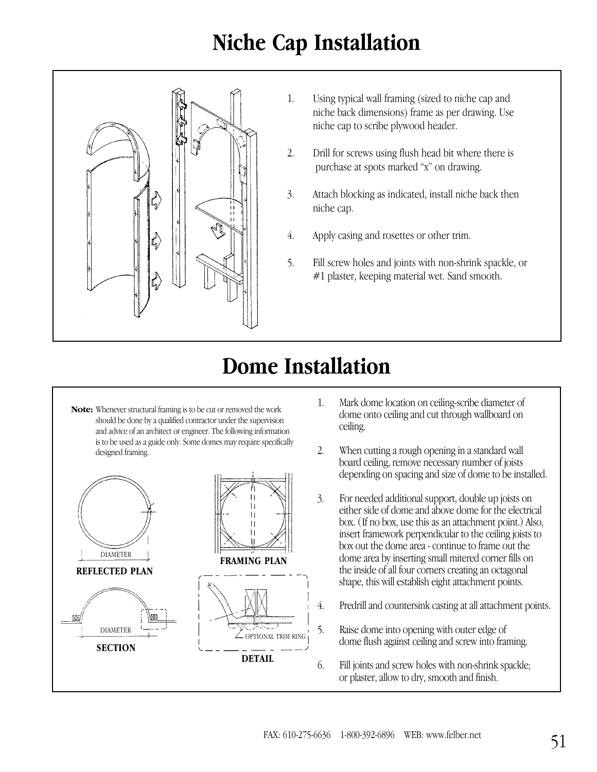# Niche Cap Installation

1. Using typical wall framing (sized to niche cap and niche back dimensions) frame as per drawing. Use niche cap to scribe plywood header.

2. Drill for screws using flush head bit where there is purchase at spots marked "x" on drawing.

3. Attach blocking as indicated, install niche back then niche cap.

4. Apply casing and rosettes or other trim.

5. Fill screw holes and joints with non-shrink spackle, or #1 plaster, keeping material wet. Sand smooth.

# Dome Installation

**Note:** Whenever structural framing is to be cut or removed the work should be done by a qualified contractor under the supervision and advice of an architect or engineer. The following information is to be used as a guide only. Some domes may require specifically designed framing.

DIAMETER

**REFLECTED PLAN**

**FRAMING PLAN**

DIAMETER

**SECTION**

OPTIONAL TRIM RING

**DETAIL**

1. Mark dome location on ceiling-scribe diameter of dome onto ceiling and cut through wallboard on ceiling.

2. When cutting a rough opening in a standard wall board ceiling, remove necessary number of joists depending on spacing and size of dome to be installed.

3. For needed additional support, double up joists on either side of dome and above dome for the electrical box. (If no box, use this as an attachment point.) Also, insert framework perpendicular to the ceiling joists to box out the dome area - continue to frame out the dome area by inserting small mitered corner fills on the inside of all four corners creating an octagonal shape, this will establish eight attachment points.

4. Predrill and countersink casting at all attachment points.

5. Raise dome into opening with outer edge of dome flush against ceiling and screw into framing.

6. Fill joints and screw holes with non-shrink spackle; or plaster, allow to dry, smooth and finish.

FAX: 610-275-6636 1-800-392-6896 WEB: www.felber.net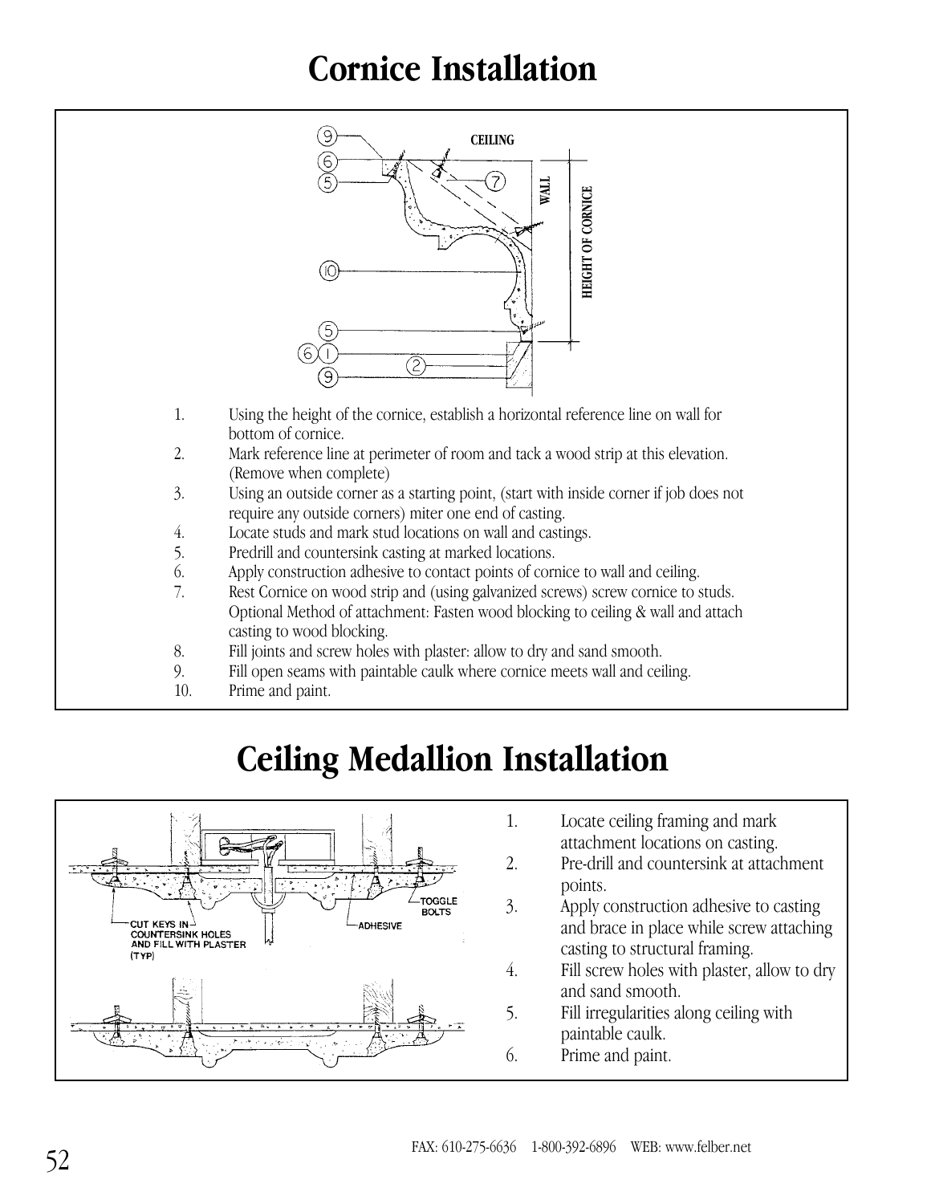# Cornice Installation

1. Using the height of the cornice, establish a horizontal reference line on wall for bottom of cornice.
2. Mark reference line at perimeter of room and tack a wood strip at this elevation. (Remove when complete)
3. Using an outside corner as a starting point, (start with inside corner if job does not require any outside corners) miter one end of casting.
4. Locate studs and mark stud locations on wall and castings.
5. Predrill and countersink casting at marked locations.
6. Apply construction adhesive to contact points of cornice to wall and ceiling.
7. Rest Cornice on wood strip and (using galvanized screws) screw cornice to studs. Optional Method of attachment: Fasten wood blocking to ceiling & wall and attach casting to wood blocking.
8. Fill joints and screw holes with plaster: allow to dry and sand smooth.
9. Fill open seams with paintable caulk where cornice meets wall and ceiling.
10. Prime and paint.

# Ceiling Medallion Installation

1. Locate ceiling framing and mark attachment locations on casting.
2. Pre-drill and countersink at attachment points.
3. Apply construction adhesive to casting and brace in place while screw attaching casting to structural framing.
4. Fill screw holes with plaster, allow to dry and sand smooth.
5. Fill irregularities along ceiling with paintable caulk.
6. Prime and paint.

FAX: 610-275-6636 1-800-392-6896 WEB: www.felber.net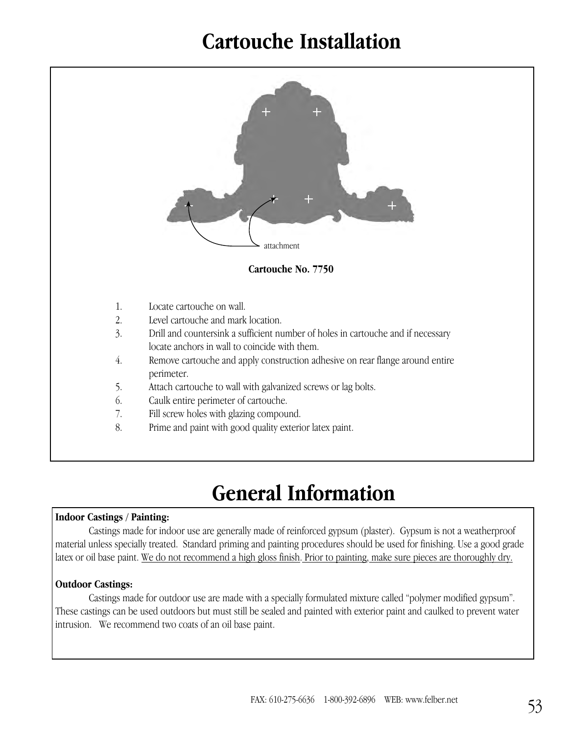# Cartouche Installation

attachment

**Cartouche No. 7750**

1. Locate cartouche on wall.
2. Level cartouche and mark location.
3. Drill and countersink a sufficient number of holes in cartouche and if necessary locate anchors in wall to coincide with them.
4. Remove cartouche and apply construction adhesive on rear flange around entire perimeter.
5. Attach cartouche to wall with galvanized screws or lag bolts.
6. Caulk entire perimeter of cartouche.
7. Fill screw holes with glazing compound.
8. Prime and paint with good quality exterior latex paint.

# General Information

**Indoor Castings / Painting:**

Castings made for indoor use are generally made of reinforced gypsum (plaster). Gypsum is not a weatherproof material unless specially treated. Standard priming and painting procedures should be used for finishing. Use a good grade latex or oil base paint. We do not recommend a high gloss finish. Prior to painting, make sure pieces are thoroughly dry.

**Outdoor Castings:**

Castings made for outdoor use are made with a specially formulated mixture called "polymer modified gypsum". These castings can be used outdoors but must still be sealed and painted with exterior paint and caulked to prevent water intrusion. We recommend two coats of an oil base paint.